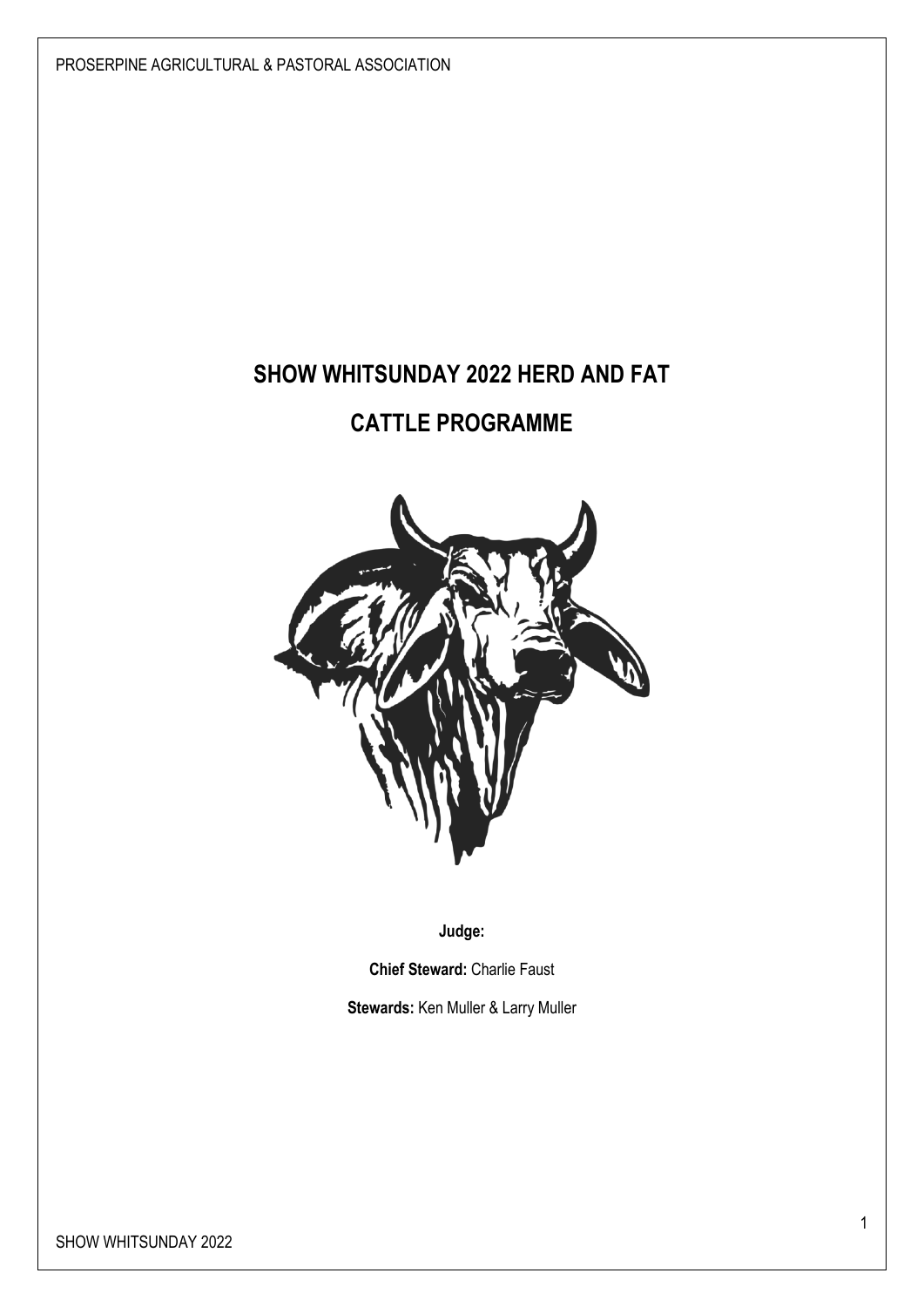# SHOW WHITSUNDAY 2022 HERD AND FAT

# CATTLE PROGRAMME

**Judge:**

**Chief Steward:** Charlie Faust

**Stewards:** Ken Muller & Larry Muller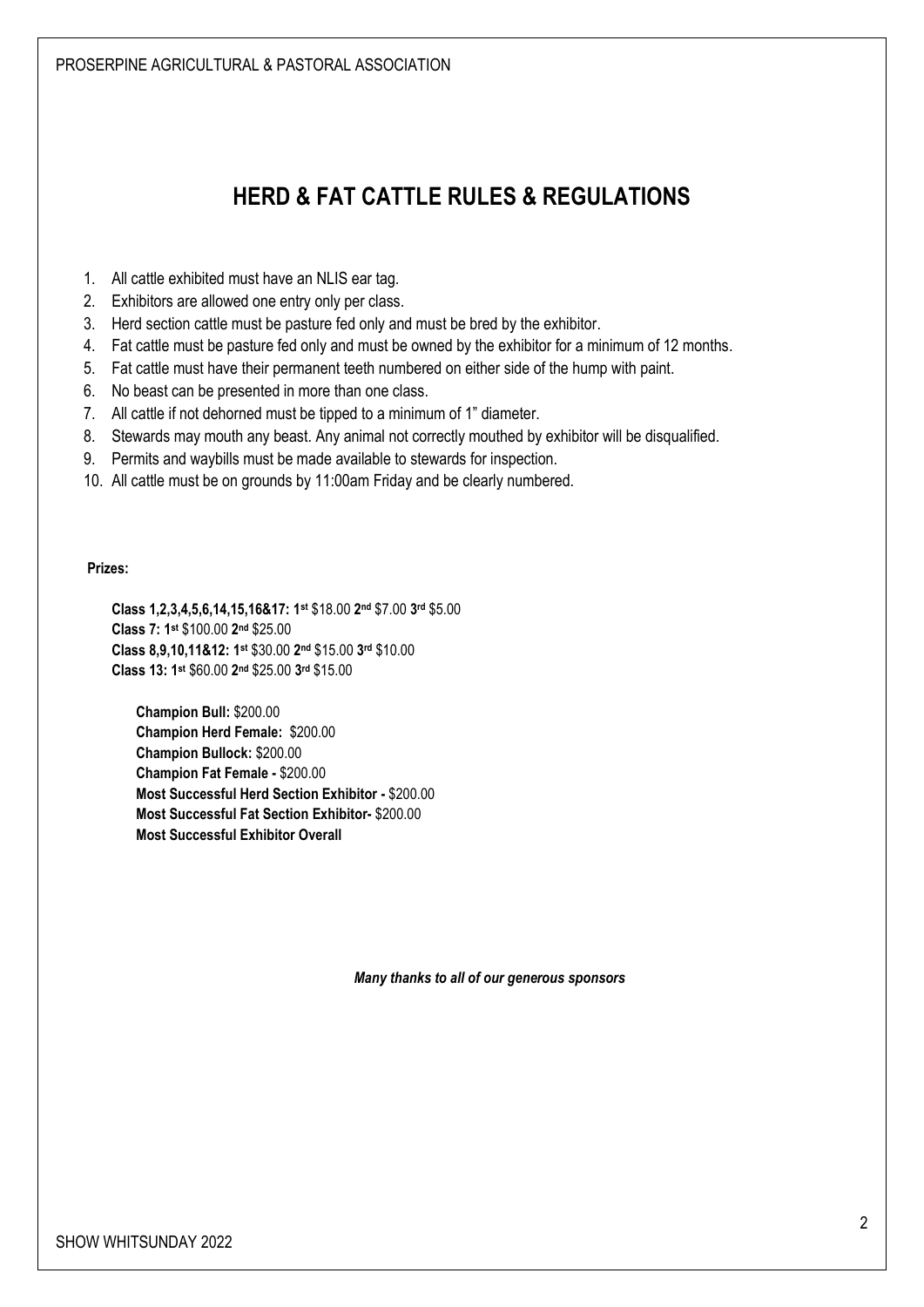# HERD & FAT CATTLE RULES & REGULATIONS

1. All cattle exhibited must have an NLIS ear tag.
2. Exhibitors are allowed one entry only per class.
3. Herd section cattle must be pasture fed only and must be bred by the exhibitor.
4. Fat cattle must be pasture fed only and must be owned by the exhibitor for a minimum of 12 months.
5. Fat cattle must have their permanent teeth numbered on either side of the hump with paint.
6. No beast can be presented in more than one class.
7. All cattle if not dehorned must be tipped to a minimum of 1" diameter.
8. Stewards may mouth any beast. Any animal not correctly mouthed by exhibitor will be disqualified.
9. Permits and waybills must be made available to stewards for inspection.
10. All cattle must be on grounds by 11:00am Friday and be clearly numbered.

**Prizes:**

**Class 1,2,3,4,5,6,14,15,16&17: 1st** $18.00 **2nd** $7.00 **3rd** $5.00
**Class 7: 1st** $100.00 **2nd** $25.00
**Class 8,9,10,11&12: 1st** $30.00 **2nd** $15.00 **3rd** $10.00
**Class 13: 1st** $60.00 **2nd** $25.00 **3rd** $15.00

**Champion Bull:** $200.00
**Champion Herd Female:** $200.00
**Champion Bullock:** $200.00
**Champion Fat Female -** $200.00
**Most Successful Herd Section Exhibitor -** $200.00
**Most Successful Fat Section Exhibitor-** $200.00
**Most Successful Exhibitor Overall**

***Many thanks to all of our generous sponsors***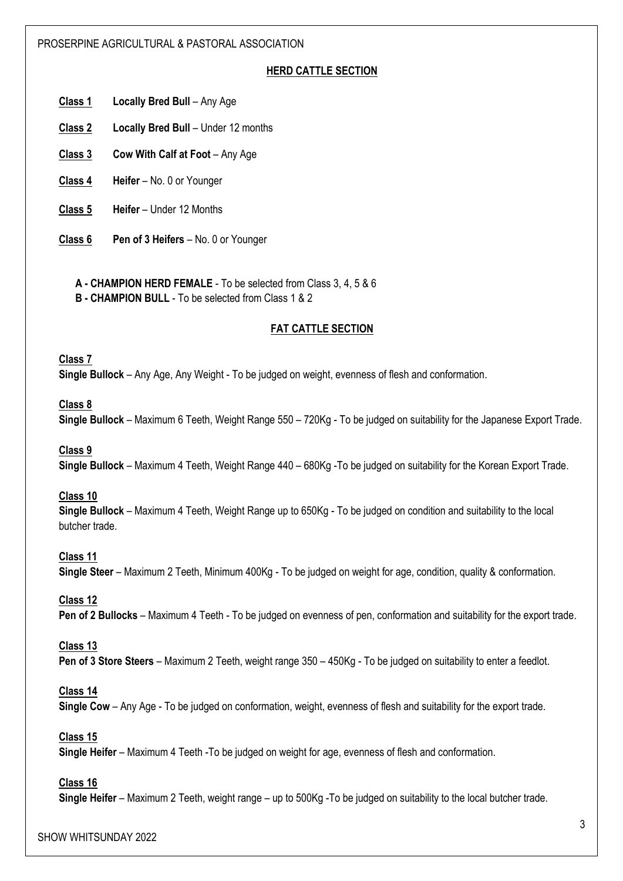## HERD CATTLE SECTION

**Class 1** **Locally Bred Bull** – Any Age

**Class 2** **Locally Bred Bull** – Under 12 months

**Class 3** **Cow With Calf at Foot** – Any Age

**Class 4** **Heifer** – No. 0 or Younger

**Class 5** **Heifer** – Under 12 Months

**Class 6** **Pen of 3 Heifers** – No. 0 or Younger

**A - CHAMPION HERD FEMALE** - To be selected from Class 3, 4, 5 & 6
**B - CHAMPION BULL** - To be selected from Class 1 & 2

## FAT CATTLE SECTION

**Class 7**
**Single Bullock** – Any Age, Any Weight - To be judged on weight, evenness of flesh and conformation.

**Class 8**
**Single Bullock** – Maximum 6 Teeth, Weight Range 550 – 720Kg - To be judged on suitability for the Japanese Export Trade.

**Class 9**
**Single Bullock** – Maximum 4 Teeth, Weight Range 440 – 680Kg -To be judged on suitability for the Korean Export Trade.

**Class 10**
**Single Bullock** – Maximum 4 Teeth, Weight Range up to 650Kg - To be judged on condition and suitability to the local butcher trade.

**Class 11**
**Single Steer** – Maximum 2 Teeth, Minimum 400Kg - To be judged on weight for age, condition, quality & conformation.

**Class 12**
**Pen of 2 Bullocks** – Maximum 4 Teeth - To be judged on evenness of pen, conformation and suitability for the export trade.

**Class 13**
**Pen of 3 Store Steers** – Maximum 2 Teeth, weight range 350 – 450Kg - To be judged on suitability to enter a feedlot.

**Class 14**
**Single Cow** – Any Age - To be judged on conformation, weight, evenness of flesh and suitability for the export trade.

**Class 15**
**Single Heifer** – Maximum 4 Teeth -To be judged on weight for age, evenness of flesh and conformation.

**Class 16**
**Single Heifer** – Maximum 2 Teeth, weight range – up to 500Kg -To be judged on suitability to the local butcher trade.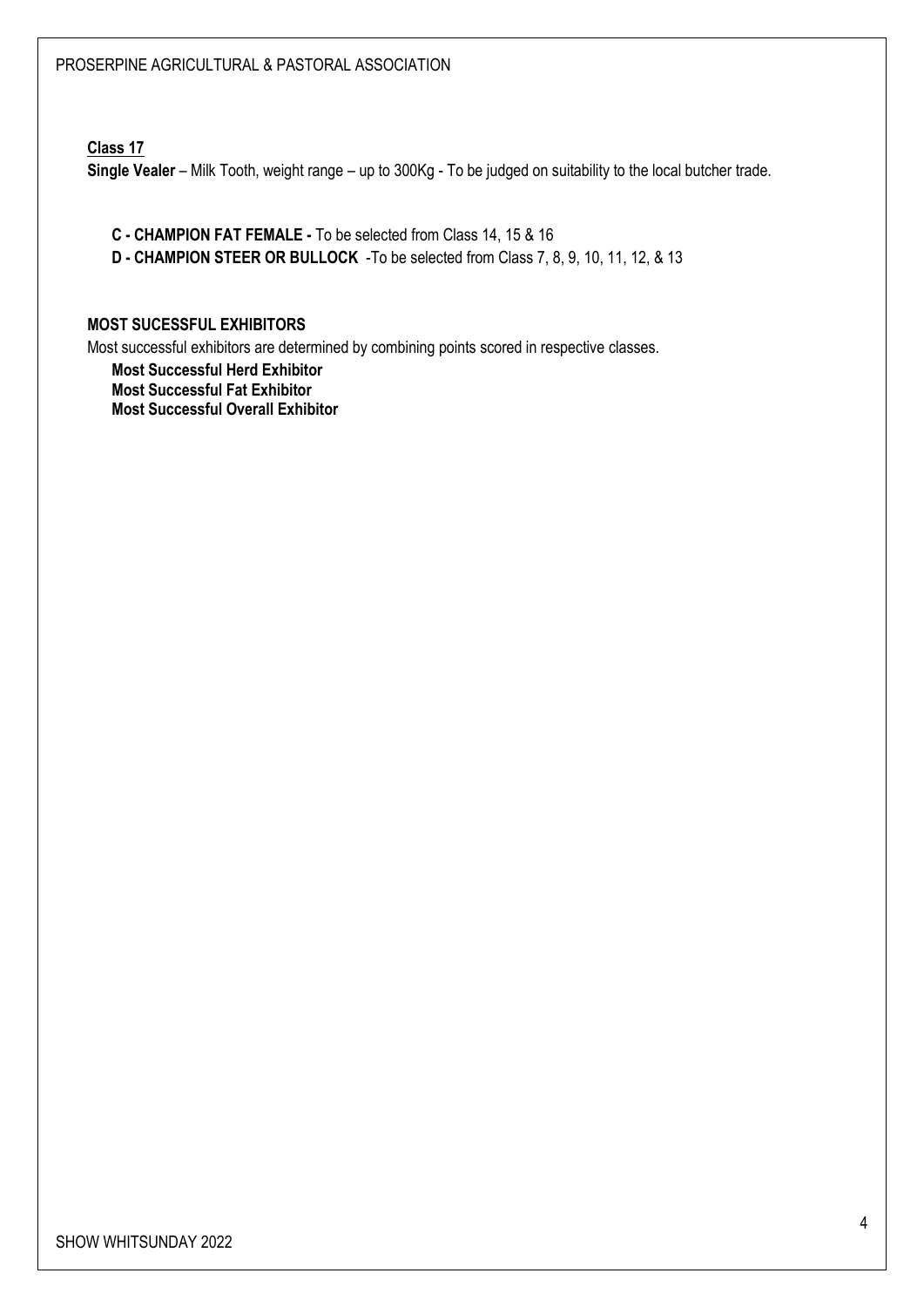**Class 17**

**Single Vealer** – Milk Tooth, weight range – up to 300Kg - To be judged on suitability to the local butcher trade.

**C - CHAMPION FAT FEMALE -** To be selected from Class 14, 15 & 16

**D - CHAMPION STEER OR BULLOCK** -To be selected from Class 7, 8, 9, 10, 11, 12, & 13

**MOST SUCESSFUL EXHIBITORS**

Most successful exhibitors are determined by combining points scored in respective classes.

**Most Successful Herd Exhibitor**

**Most Successful Fat Exhibitor**

**Most Successful Overall Exhibitor**